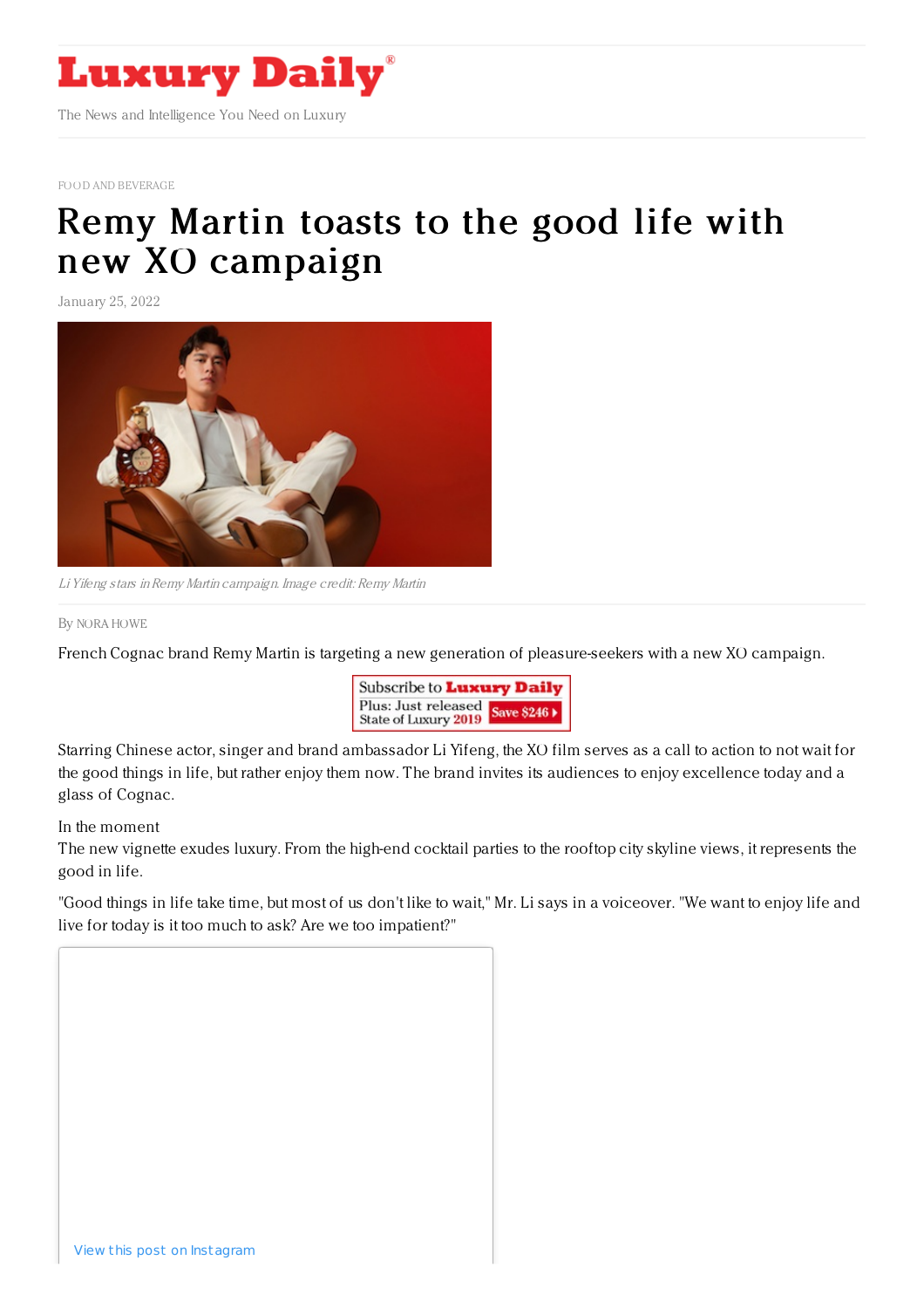FOOD AND BEVERAGE

# Remy Martin toasts to the good life with new XO campaign

January 25, 2022

*Li Yifeng stars in Remy Martin campaign. Image credit: Remy Martin*

By NORA HOWE

French Cognac brand Remy Martin is targeting a new generation of pleasure-seekers with a new XO campaign.

Starring Chinese actor, singer and brand ambassador Li Yifeng, the XO film serves as a call to action to not wait for the good things in life, but rather enjoy them now. The brand invites its audiences to enjoy excellence today and a glass of Cognac.

### In the moment

The new vignette exudes luxury. From the high-end cocktail parties to the rooftop city skyline views, it represents the good in life.

"Good things in life take time, but most of us don't like to wait," Mr. Li says in a voiceover. "We want to enjoy life and live for today is it too much to ask? Are we too impatient?"

View this post on Instagram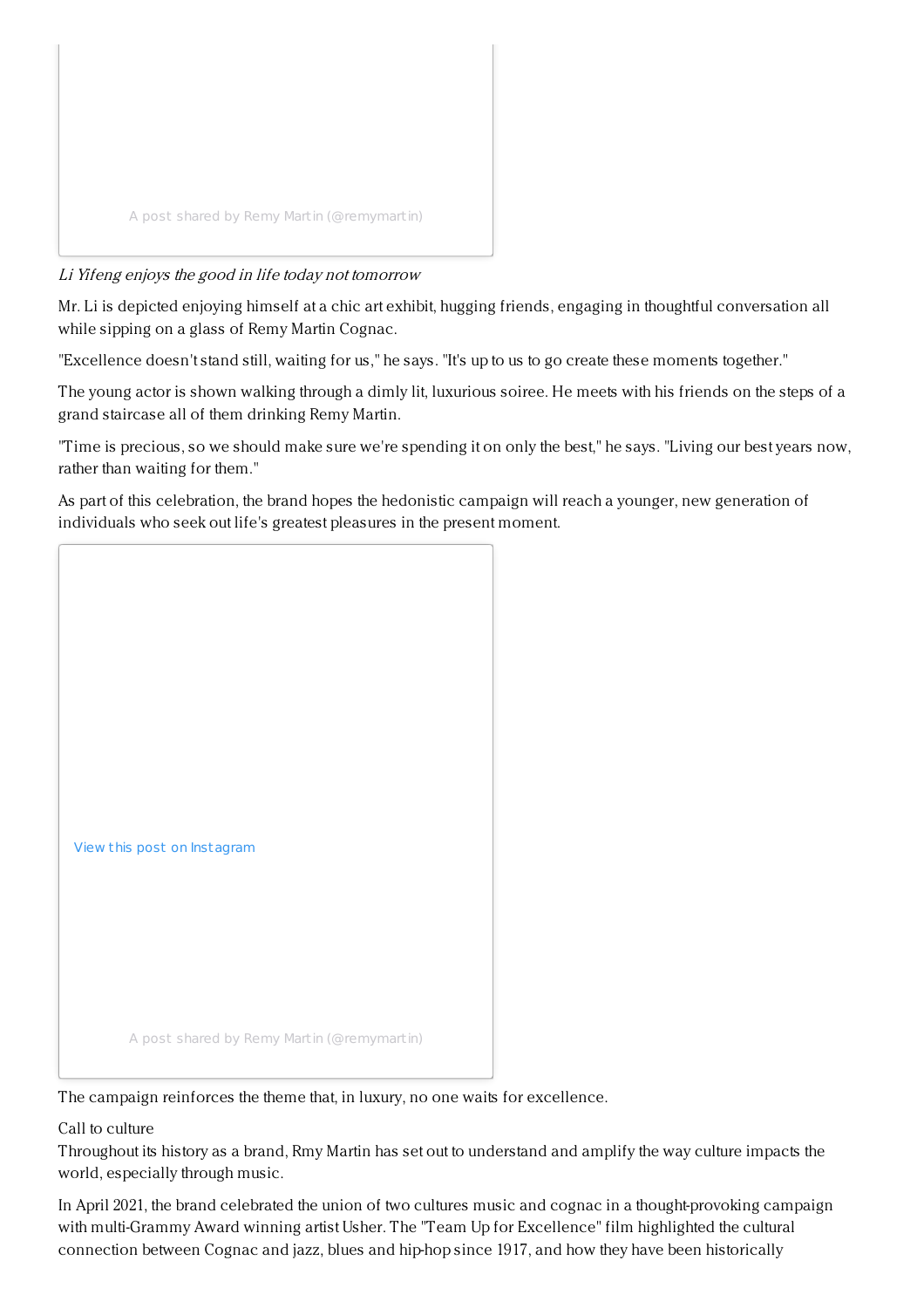A post shared by Remy Martin (@remymartin)

*Li Yifeng enjoys the good in life today not tomorrow*

Mr. Li is depicted enjoying himself at a chic art exhibit, hugging friends, engaging in thoughtful conversation all while sipping on a glass of Remy Martin Cognac.

"Excellence doesn't stand still, waiting for us," he says. "It's up to us to go create these moments together."

The young actor is shown walking through a dimly lit, luxurious soiree. He meets with his friends on the steps of a grand staircase all of them drinking Remy Martin.

"Time is precious, so we should make sure we're spending it on only the best," he says. "Living our best years now, rather than waiting for them."

As part of this celebration, the brand hopes the hedonistic campaign will reach a younger, new generation of individuals who seek out life's greatest pleasures in the present moment.

View this post on Instagram

A post shared by Remy Martin (@remymartin)

The campaign reinforces the theme that, in luxury, no one waits for excellence.

Call to culture

Throughout its history as a brand, Rmy Martin has set out to understand and amplify the way culture impacts the world, especially through music.

In April 2021, the brand celebrated the union of two cultures music and cognac in a thought-provoking campaign with multi-Grammy Award winning artist Usher. The "Team Up for Excellence" film highlighted the cultural connection between Cognac and jazz, blues and hip-hop since 1917, and how they have been historically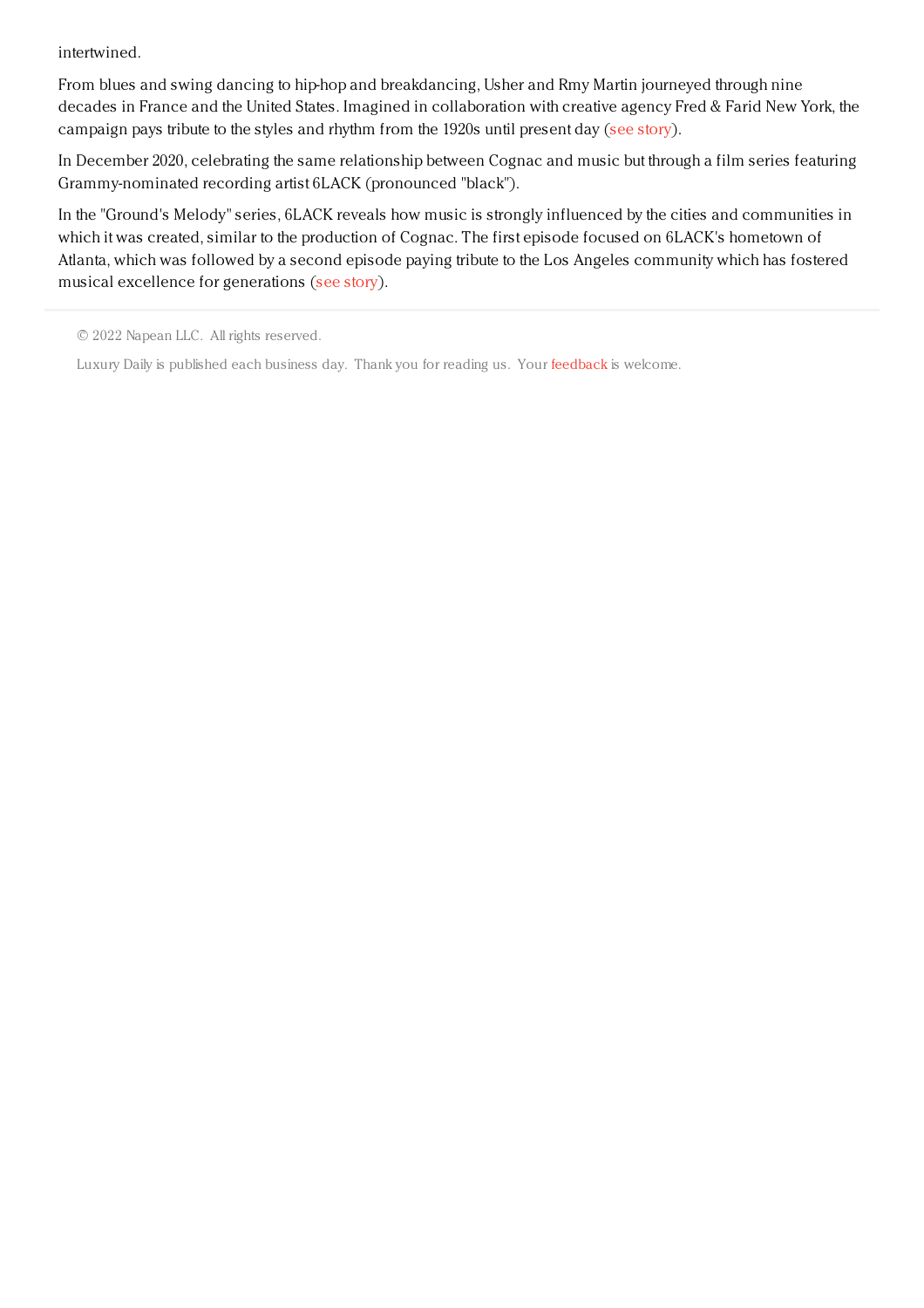intertwined.

From blues and swing dancing to hip-hop and breakdancing, Usher and Rmy Martin journeyed through nine decades in France and the United States. Imagined in collaboration with creative agency Fred & Farid New York, the campaign pays tribute to the styles and rhythm from the 1920s until present day (see story).

In December 2020, celebrating the same relationship between Cognac and music but through a film series featuring Grammy-nominated recording artist 6LACK (pronounced "black").

In the "Ground's Melody" series, 6LACK reveals how music is strongly influenced by the cities and communities in which it was created, similar to the production of Cognac. The first episode focused on 6LACK's hometown of Atlanta, which was followed by a second episode paying tribute to the Los Angeles community which has fostered musical excellence for generations (see story).

© 2022 Napean LLC. All rights reserved.

Luxury Daily is published each business day. Thank you for reading us. Your feedback is welcome.